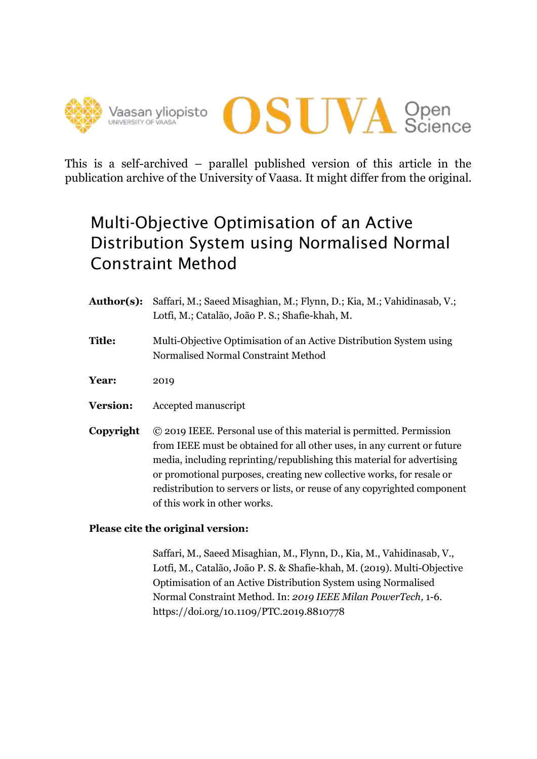Vaasan yliopisto
UNIVERSITY OF VAASA

OSUVA Open Science

This is a self-archived – parallel published version of this article in the publication archive of the University of Vaasa. It might differ from the original.

# Multi-Objective Optimisation of an Active Distribution System using Normalised Normal Constraint Method

**Author(s):** Saffari, M.; Saeed Misaghian, M.; Flynn, D.; Kia, M.; Vahidinasab, V.; Lotfi, M.; Catalão, João P. S.; Shafie-khah, M.

**Title:** Multi-Objective Optimisation of an Active Distribution System using Normalised Normal Constraint Method

**Year:** 2019

**Version:** Accepted manuscript

**Copyright** © 2019 IEEE. Personal use of this material is permitted. Permission from IEEE must be obtained for all other uses, in any current or future media, including reprinting/republishing this material for advertising or promotional purposes, creating new collective works, for resale or redistribution to servers or lists, or reuse of any copyrighted component of this work in other works.

**Please cite the original version:**

Saffari, M., Saeed Misaghian, M., Flynn, D., Kia, M., Vahidinasab, V., Lotfi, M., Catalão, João P. S. & Shafie-khah, M. (2019). Multi-Objective Optimisation of an Active Distribution System using Normalised Normal Constraint Method. In: *2019 IEEE Milan PowerTech,* 1-6. https://doi.org/10.1109/PTC.2019.8810778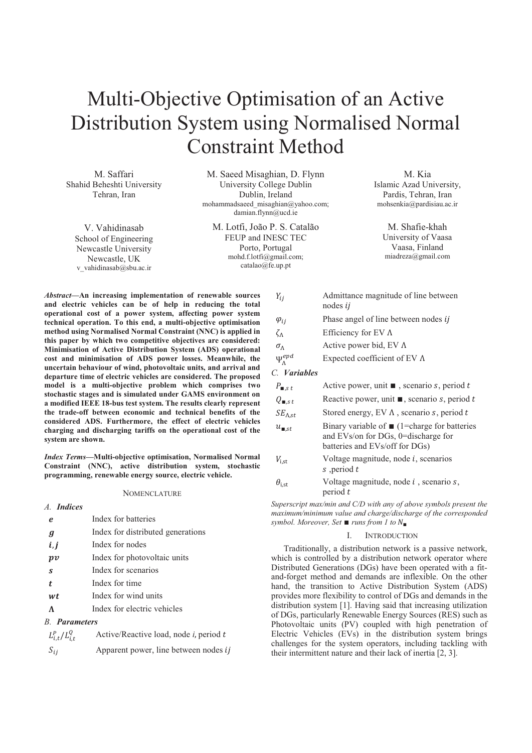# Multi-Objective Optimisation of an Active Distribution System using Normalised Normal Constraint Method

M. Saffari
Shahid Beheshti University
Tehran, Iran

M. Saeed Misaghian, D. Flynn
University College Dublin
Dublin, Ireland
mohammadsaeed_misaghian@yahoo.com; damian.flynn@ucd.ie

M. Kia
Islamic Azad University,
Pardis, Tehran, Iran
mohsenkia@pardisiau.ac.ir

V. Vahidinasab
School of Engineering
Newcastle University
Newcastle, UK
v_vahidinasab@sbu.ac.ir

M. Lotfi, João P. S. Catalão
FEUP and INESC TEC
Porto, Portugal
mohd.f.lotfi@gmail.com; catalao@fe.up.pt

M. Shafie-khah
University of Vaasa
Vaasa, Finland
miadreza@gmail.com

***Abstract*—An increasing implementation of renewable sources and electric vehicles can be of help in reducing the total operational cost of a power system, affecting power system technical operation. To this end, a multi-objective optimisation method using Normalised Normal Constraint (NNC) is applied in this paper by which two competitive objectives are considered: Minimisation of Active Distribution System (ADS) operational cost and minimisation of ADS power losses. Meanwhile, the uncertain behaviour of wind, photovoltaic units, and arrival and departure time of electric vehicles are considered. The proposed model is a multi-objective problem which comprises two stochastic stages and is simulated under GAMS environment on a modified IEEE 18-bus test system. The results clearly represent the trade-off between economic and technical benefits of the considered ADS. Furthermore, the effect of electric vehicles charging and discharging tariffs on the operational cost of the system are shown.**

***Index Terms*—Multi-objective optimisation, Normalised Normal Constraint (NNC), active distribution system, stochastic programming, renewable energy source, electric vehicle.**

## NOMENCLATURE

### A. Indices

| | |
|---|---|
| $e$ | Index for batteries |
| $g$ | Index for distributed generations |
| $i, j$ | Index for nodes |
| $pv$ | Index for photovoltaic units |
| $s$ | Index for scenarios |
| $t$ | Index for time |
| $wt$ | Index for wind units |
| $\Lambda$ | Index for electric vehicles |

### B. Parameters

| | |
|---|---|
| $L_{i,t}^{P}/L_{i,t}^{Q}$ | Active/Reactive load, node $i$, period $t$ |
| $S_{ij}$ | Apparent power, line between nodes $ij$ |
| $Y_{ij}$ | Admittance magnitude of line between nodes $ij$ |
| $\varphi_{ij}$ | Phase angel of line between nodes $ij$ |
| $\zeta_{\Lambda}$ | Efficiency for EV $\Lambda$ |
| $\sigma_{\Lambda}$ | Active power bid, EV $\Lambda$ |
| $\Psi_{\Lambda}^{epd}$ | Expected coefficient of EV $\Lambda$ |

### C. Variables

| | |
|---|---|
| $P_{■,st}$ | Active power, unit ■ , scenario $s$, period $t$ |
| $Q_{■,st}$ | Reactive power, unit ■, scenario $s$, period $t$ |
| $SE_{\Lambda,st}$ | Stored energy, EV $\Lambda$ , scenario $s$, period $t$ |
| $u_{■,st}$ | Binary variable of ■ (1=charge for batteries and EVs/on for DGs, 0=discharge for batteries and EVs/off for DGs) |
| $V_{i,st}$ | Voltage magnitude, node $i$, scenarios $s$ ,period $t$ |
| $\theta_{i,st}$ | Voltage magnitude, node $i$ , scenario $s$, period $t$ |

*Superscript max/min and C/D with any of above symbols present the maximum/minimum value and charge/discharge of the corresponded symbol. Moreover, Set ■ runs from 1 to $N_{■}$*

## I. INTRODUCTION

Traditionally, a distribution network is a passive network, which is controlled by a distribution network operator where Distributed Generations (DGs) have been operated with a fit-and-forget method and demands are inflexible. On the other hand, the transition to Active Distribution System (ADS) provides more flexibility to control of DGs and demands in the distribution system [1]. Having said that increasing utilization of DGs, particularly Renewable Energy Sources (RES) such as Photovoltaic units (PV) coupled with high penetration of Electric Vehicles (EVs) in the distribution system brings challenges for the system operators, including tackling with their intermittent nature and their lack of inertia [2, 3].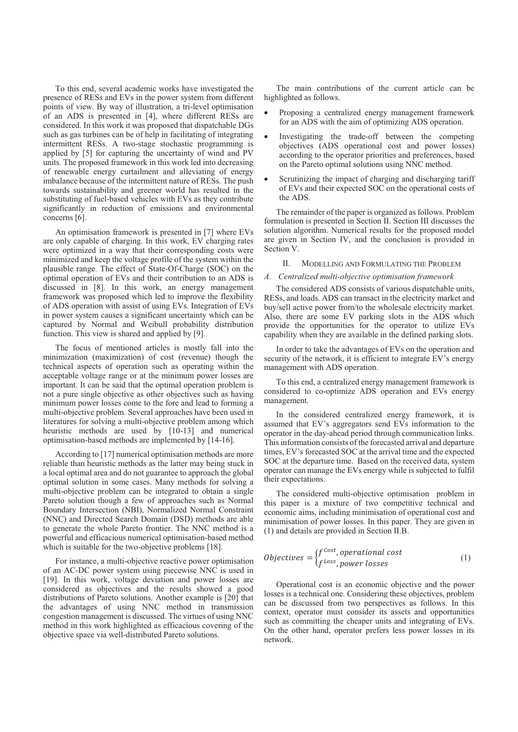To this end, several academic works have investigated the presence of RESs and EVs in the power system from different points of view. By way of illustration, a tri-level optimisation of an ADS is presented in [4], where different RESs are considered. In this work it was proposed that dispatchable DGs such as gas turbines can be of help in facilitating of integrating intermittent RESs. A two-stage stochastic programming is applied by [5] for capturing the uncertainty of wind and PV units. The proposed framework in this work led into decreasing of renewable energy curtailment and alleviating of energy imbalance because of the intermittent nature of RESs. The push towards sustainability and greener world has resulted in the substituting of fuel-based vehicles with EVs as they contribute significantly in reduction of emissions and environmental concerns [6].

An optimisation framework is presented in [7] where EVs are only capable of charging. In this work, EV charging rates were optimized in a way that their corresponding costs were minimized and keep the voltage profile of the system within the plausible range. The effect of State-Of-Charge (SOC) on the optimal operation of EVs and their contribution to an ADS is discussed in [8]. In this work, an energy management framework was proposed which led to improve the flexibility of ADS operation with assist of using EVs. Integration of EVs in power system causes a significant uncertainty which can be captured by Normal and Weibull probability distribution function. This view is shared and applied by [9].

The focus of mentioned articles is mostly fall into the minimization (maximization) of cost (revenue) though the technical aspects of operation such as operating within the acceptable voltage range or at the minimum power losses are important. It can be said that the optimal operation problem is not a pure single objective as other objectives such as having minimum power losses come to the fore and lead to forming a multi-objective problem. Several approaches have been used in literatures for solving a multi-objective problem among which heuristic methods are used by [10-13] and numerical optimisation-based methods are implemented by [14-16].

According to [17] numerical optimisation methods are more reliable than heuristic methods as the latter may being stuck in a local optimal area and do not guarantee to approach the global optimal solution in some cases. Many methods for solving a multi-objective problem can be integrated to obtain a single Pareto solution though a few of approaches such as Normal Boundary Intersection (NBI), Normalized Normal Constraint (NNC) and Directed Search Domain (DSD) methods are able to generate the whole Pareto frontier. The NNC method is a powerful and efficacious numerical optimisation-based method which is suitable for the two-objective problems [18].

For instance, a multi-objective reactive power optimisation of an AC-DC power system using piecewise NNC is used in [19]. In this work, voltage deviation and power losses are considered as objectives and the results showed a good distributions of Pareto solutions. Another example is [20] that the advantages of using NNC method in transmission congestion management is discussed. The virtues of using NNC method in this work highlighted as efficacious covering of the objective space via well-distributed Pareto solutions.

The main contributions of the current article can be highlighted as follows.

- Proposing a centralized energy management framework for an ADS with the aim of optimizing ADS operation.
- Investigating the trade-off between the competing objectives (ADS operational cost and power losses) according to the operator priorities and preferences, based on the Pareto optimal solutions using NNC method.
- Scrutinizing the impact of charging and discharging tariff of EVs and their expected SOC on the operational costs of the ADS.

The remainder of the paper is organized as follows. Problem formulation is presented in Section II. Section III discusses the solution algorithm. Numerical results for the proposed model are given in Section IV, and the conclusion is provided in Section V.

## II. Modelling and Formulating the Problem

### *A. Centralized multi-objective optimisation framework*

The considered ADS consists of various dispatchable units, RESs, and loads. ADS can transact in the electricity market and buy/sell active power from/to the wholesale electricity market. Also, there are some EV parking slots in the ADS which provide the opportunities for the operator to utilize EVs capability when they are available in the defined parking slots.

In order to take the advantages of EVs on the operation and security of the network, it is efficient to integrate EV's energy management with ADS operation.

To this end, a centralized energy management framework is considered to co-optimize ADS operation and EVs energy management.

In the considered centralized energy framework, it is assumed that EV's aggregators send EVs information to the operator in the day-ahead period through communication links. This information consists of the forecasted arrival and departure times, EV's forecasted SOC at the arrival time and the expected SOC at the departure time. Based on the received data, system operator can manage the EVs energy while is subjected to fulfil their expectations.

The considered multi-objective optimisation problem in this paper is a mixture of two competitive technical and economic aims, including minimisation of operational cost and minimisation of power losses. In this paper. They are given in (1) and details are provided in Section II.B.

$$Objectives = \begin{cases} f^{Cost}, operational\ cost \\ f^{Loss}, power\ losses \end{cases} \tag{1}$$

Operational cost is an economic objective and the power losses is a technical one. Considering these objectives, problem can be discussed from two perspectives as follows. In this context, operator must consider its assets and opportunities such as committing the cheaper units and integrating of EVs. On the other hand, operator prefers less power losses in its network.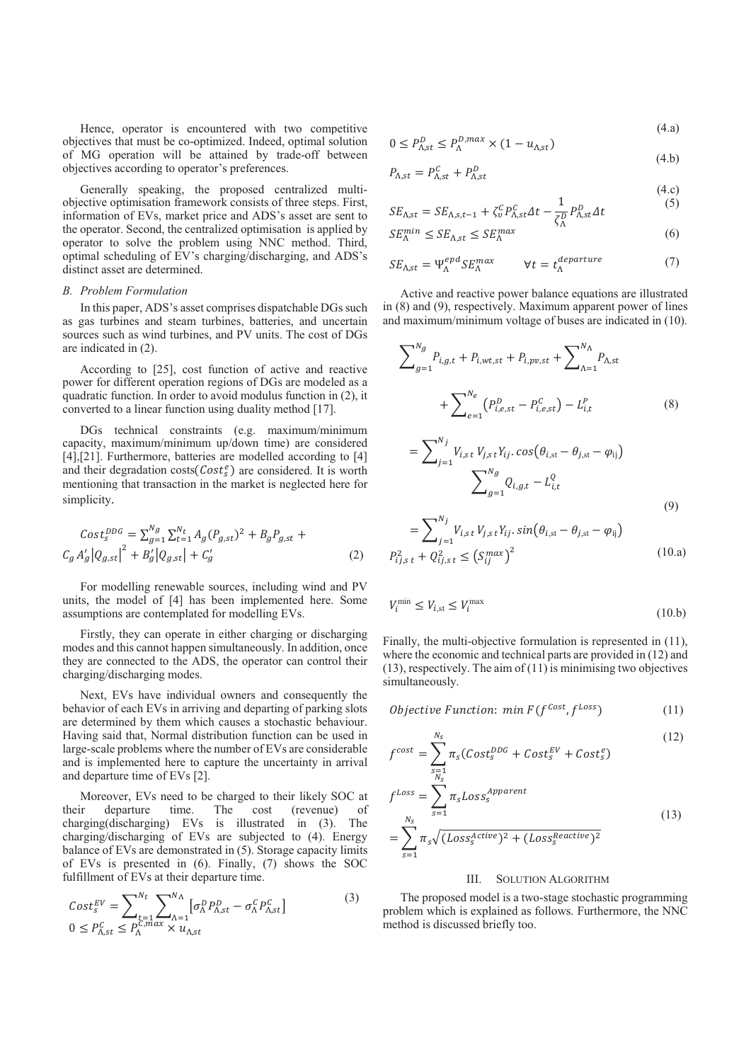Hence, operator is encountered with two competitive objectives that must be co-optimized. Indeed, optimal solution of MG operation will be attained by trade-off between objectives according to operator's preferences.

Generally speaking, the proposed centralized multi-objective optimisation framework consists of three steps. First, information of EVs, market price and ADS's asset are sent to the operator. Second, the centralized optimisation is applied by operator to solve the problem using NNC method. Third, optimal scheduling of EV's charging/discharging, and ADS's distinct asset are determined.

### B. Problem Formulation

In this paper, ADS's asset comprises dispatchable DGs such as gas turbines and steam turbines, batteries, and uncertain sources such as wind turbines, and PV units. The cost of DGs are indicated in (2).

According to [25], cost function of active and reactive power for different operation regions of DGs are modeled as a quadratic function. In order to avoid modulus function in (2), it converted to a linear function using duality method [17].

DGs technical constraints (e.g. maximum/minimum capacity, maximum/minimum up/down time) are considered [4],[21]. Furthermore, batteries are modelled according to [4] and their degradation costs($Cost_s^e$) are considered. It is worth mentioning that transaction in the market is neglected here for simplicity.

$$Cost_s^{DDG} = \sum_{g=1}^{N_g}\sum_{t=1}^{N_t} A_g (P_{g,st})^2 + B_g P_{g,st} + C_g\, A'_g \left|Q_{g,st}\right|^2 + B'_g \left|Q_{g,st}\right| + C'_g \tag{2}$$

For modelling renewable sources, including wind and PV units, the model of [4] has been implemented here. Some assumptions are contemplated for modelling EVs.

Firstly, they can operate in either charging or discharging modes and this cannot happen simultaneously. In addition, once they are connected to the ADS, the operator can control their charging/discharging modes.

Next, EVs have individual owners and consequently the behavior of each EVs in arriving and departing of parking slots are determined by them which causes a stochastic behaviour. Having said that, Normal distribution function can be used in large-scale problems where the number of EVs are considerable and is implemented here to capture the uncertainty in arrival and departure time of EVs [2].

Moreover, EVs need to be charged to their likely SOC at their departure time. The cost (revenue) of charging(discharging) EVs is illustrated in (3). The charging/discharging of EVs are subjected to (4). Energy balance of EVs are demonstrated in (5). Storage capacity limits of EVs is presented in (6). Finally, (7) shows the SOC fulfillment of EVs at their departure time.

$$Cost_s^{EV} = \sum_{t=1}^{N_t}\sum_{\Lambda=1}^{N_\Lambda}\left[\sigma_\Lambda^D P_{\Lambda,st}^D - \sigma_\Lambda^C P_{\Lambda,st}^C\right] \tag{3}$$

$$0 \le P_{\Lambda,st}^C \le P_\Lambda^{C,max} \times u_{\Lambda,st} \tag{4.a}$$

$$0 \le P_{\Lambda,st}^D \le P_\Lambda^{D,max} \times (1-u_{\Lambda,st}) \tag{4.b}$$

$$P_{\Lambda,st} = P_{\Lambda,st}^C + P_{\Lambda,st}^D \tag{4.c}$$

$$SE_{\Lambda,st} = SE_{\Lambda,s,t-1} + \zeta_v^C P_{\Lambda,st}^C \Delta t - \frac{1}{\zeta_\Lambda^D} P_{\Lambda,st}^D \Delta t \tag{5}$$

$$SE_\Lambda^{min} \le SE_{\Lambda,st} \le SE_\Lambda^{max} \tag{6}$$

$$SE_{\Lambda,st} = \Psi_\Lambda^{epd} SE_\Lambda^{max} \qquad \forall t = t_\Lambda^{departure} \tag{7}$$

Active and reactive power balance equations are illustrated in (8) and (9), respectively. Maximum apparent power of lines and maximum/minimum voltage of buses are indicated in (10).

$$\sum_{g=1}^{N_g} P_{i,g,t} + P_{i,wt,st} + P_{i,pv,st} + \sum_{\Lambda=1}^{N_\Lambda} P_{\Lambda,st} + \sum_{e=1}^{N_e}\left(P_{i,e,st}^D - P_{i,e,st}^C\right) - L_{i,t}^P = \sum_{j=1}^{N_j} V_{i,st}\, V_{j,st} Y_{ij}.\cos\left(\theta_{i,st} - \theta_{j,st} - \varphi_{ij}\right) \tag{8}$$

$$\sum_{g=1}^{N_g} Q_{i,g,t} - L_{i,t}^Q = \sum_{j=1}^{N_j} V_{i,st}\, V_{j,st} Y_{ij}.\sin\left(\theta_{i,st} - \theta_{j,st} - \varphi_{ij}\right) \tag{9}$$

$$P_{ij,st}^2 + Q_{ij,st}^2 \le \left(S_{ij}^{max}\right)^2 \tag{10.a}$$

$$V_i^{\min} \le V_{i,st} \le V_i^{\max} \tag{10.b}$$

Finally, the multi-objective formulation is represented in (11), where the economic and technical parts are provided in (12) and (13), respectively. The aim of (11) is minimising two objectives simultaneously.

$$Objective\ Function:\ \min F(f^{Cost}, f^{Loss}) \tag{11}$$

$$f^{cost} = \sum_{s=1}^{N_s} \pi_s\left(Cost_s^{DDG} + Cost_s^{EV} + Cost_s^e\right) \tag{12}$$

$$f^{Loss} = \sum_{s=1}^{N_s} \pi_s Loss_s^{Apparent} = \sum_{s=1}^{N_s} \pi_s \sqrt{(Loss_s^{Active})^2 + (Loss_s^{Reactive})^2} \tag{13}$$

## III. Solution Algorithm

The proposed model is a two-stage stochastic programming problem which is explained as follows. Furthermore, the NNC method is discussed briefly too.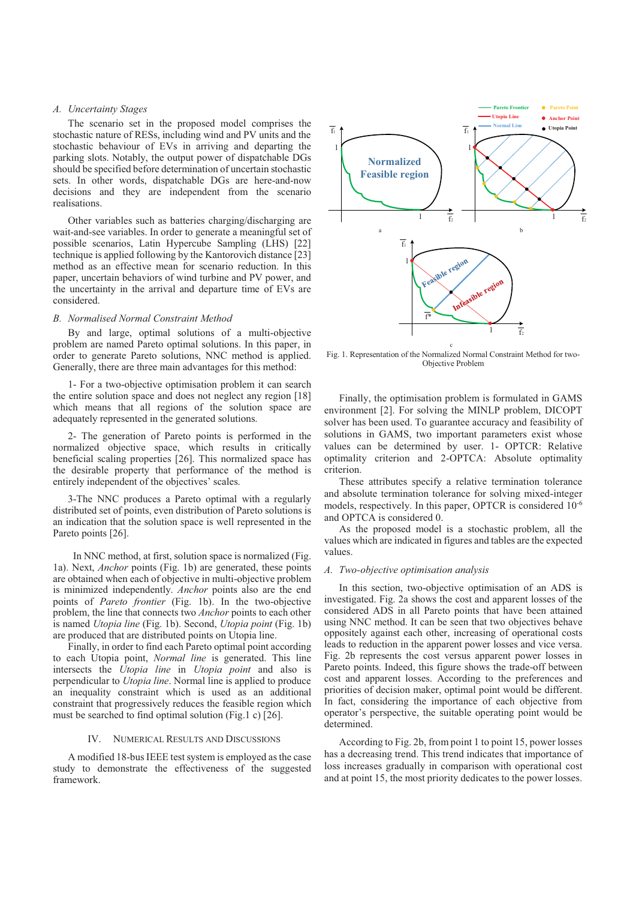### A. Uncertainty Stages

The scenario set in the proposed model comprises the stochastic nature of RESs, including wind and PV units and the stochastic behaviour of EVs in arriving and departing the parking slots. Notably, the output power of dispatchable DGs should be specified before determination of uncertain stochastic sets. In other words, dispatchable DGs are here-and-now decisions and they are independent from the scenario realisations.

Other variables such as batteries charging/discharging are wait-and-see variables. In order to generate a meaningful set of possible scenarios, Latin Hypercube Sampling (LHS) [22] technique is applied following by the Kantorovich distance [23] method as an effective mean for scenario reduction. In this paper, uncertain behaviors of wind turbine and PV power, and the uncertainty in the arrival and departure time of EVs are considered.

### B. Normalised Normal Constraint Method

By and large, optimal solutions of a multi-objective problem are named Pareto optimal solutions. In this paper, in order to generate Pareto solutions, NNC method is applied. Generally, there are three main advantages for this method:

1- For a two-objective optimisation problem it can search the entire solution space and does not neglect any region [18] which means that all regions of the solution space are adequately represented in the generated solutions.

2- The generation of Pareto points is performed in the normalized objective space, which results in critically beneficial scaling properties [26]. This normalized space has the desirable property that performance of the method is entirely independent of the objectives' scales.

3-The NNC produces a Pareto optimal with a regularly distributed set of points, even distribution of Pareto solutions is an indication that the solution space is well represented in the Pareto points [26].

In NNC method, at first, solution space is normalized (Fig. 1a). Next, *Anchor* points (Fig. 1b) are generated, these points are obtained when each of objective in multi-objective problem is minimized independently. *Anchor* points also are the end points of *Pareto frontier* (Fig. 1b). In the two-objective problem, the line that connects two *Anchor* points to each other is named *Utopia line* (Fig. 1b). Second, *Utopia point* (Fig. 1b) are produced that are distributed points on Utopia line.

Finally, in order to find each Pareto optimal point according to each Utopia point, *Normal line* is generated. This line intersects the *Utopia line* in *Utopia point* and also is perpendicular to *Utopia line*. Normal line is applied to produce an inequality constraint which is used as an additional constraint that progressively reduces the feasible region which must be searched to find optimal solution (Fig.1 c) [26].

Fig. 1. Representation of the Normalized Normal Constraint Method for two-Objective Problem

## IV. Numerical Results and Discussions

A modified 18-bus IEEE test system is employed as the case study to demonstrate the effectiveness of the suggested framework.

Finally, the optimisation problem is formulated in GAMS environment [2]. For solving the MINLP problem, DICOPT solver has been used. To guarantee accuracy and feasibility of solutions in GAMS, two important parameters exist whose values can be determined by user. 1- OPTCR: Relative optimality criterion and 2-OPTCA: Absolute optimality criterion.

These attributes specify a relative termination tolerance and absolute termination tolerance for solving mixed-integer models, respectively. In this paper, OPTCR is considered $10^{-6}$ and OPTCA is considered 0.

As the proposed model is a stochastic problem, all the values which are indicated in figures and tables are the expected values.

### A. Two-objective optimisation analysis

In this section, two-objective optimisation of an ADS is investigated. Fig. 2a shows the cost and apparent losses of the considered ADS in all Pareto points that have been attained using NNC method. It can be seen that two objectives behave oppositely against each other, increasing of operational costs leads to reduction in the apparent power losses and vice versa. Fig. 2b represents the cost versus apparent power losses in Pareto points. Indeed, this figure shows the trade-off between cost and apparent losses. According to the preferences and priorities of decision maker, optimal point would be different. In fact, considering the importance of each objective from operator's perspective, the suitable operating point would be determined.

According to Fig. 2b, from point 1 to point 15, power losses has a decreasing trend. This trend indicates that importance of loss increases gradually in comparison with operational cost and at point 15, the most priority dedicates to the power losses.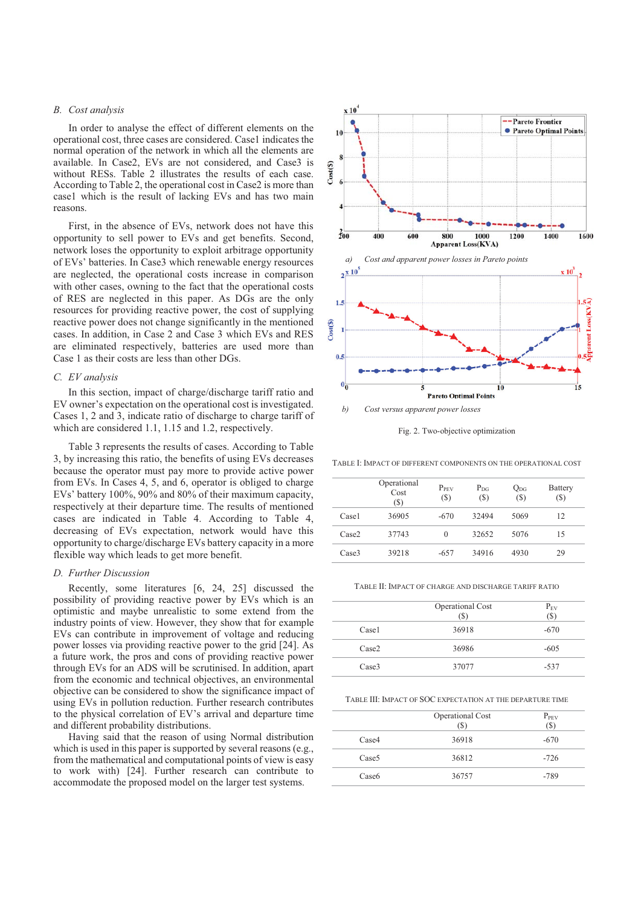### B. Cost analysis

In order to analyse the effect of different elements on the operational cost, three cases are considered. Case1 indicates the normal operation of the network in which all the elements are available. In Case2, EVs are not considered, and Case3 is without RESs. Table 2 illustrates the results of each case. According to Table 2, the operational cost in Case2 is more than case1 which is the result of lacking EVs and has two main reasons.

First, in the absence of EVs, network does not have this opportunity to sell power to EVs and get benefits. Second, network loses the opportunity to exploit arbitrage opportunity of EVs' batteries. In Case3 which renewable energy resources are neglected, the operational costs increase in comparison with other cases, owning to the fact that the operational costs of RES are neglected in this paper. As DGs are the only resources for providing reactive power, the cost of supplying reactive power does not change significantly in the mentioned cases. In addition, in Case 2 and Case 3 which EVs and RES are eliminated respectively, batteries are used more than Case 1 as their costs are less than other DGs.

### C. EV analysis

In this section, impact of charge/discharge tariff ratio and EV owner's expectation on the operational cost is investigated. Cases 1, 2 and 3, indicate ratio of discharge to charge tariff of which are considered 1.1, 1.15 and 1.2, respectively.

Table 3 represents the results of cases. According to Table 3, by increasing this ratio, the benefits of using EVs decreases because the operator must pay more to provide active power from EVs. In Cases 4, 5, and 6, operator is obliged to charge EVs' battery 100%, 90% and 80% of their maximum capacity, respectively at their departure time. The results of mentioned cases are indicated in Table 4. According to Table 4, decreasing of EVs expectation, network would have this opportunity to charge/discharge EVs battery capacity in a more flexible way which leads to get more benefit.

### D. Further Discussion

Recently, some literatures [6, 24, 25] discussed the possibility of providing reactive power by EVs which is an optimistic and maybe unrealistic to some extend from the industry points of view. However, they show that for example EVs can contribute in improvement of voltage and reducing power losses via providing reactive power to the grid [24]. As a future work, the pros and cons of providing reactive power through EVs for an ADS will be scrutinised. In addition, apart from the economic and technical objectives, an environmental objective can be considered to show the significance impact of using EVs in pollution reduction. Further research contributes to the physical correlation of EV's arrival and departure time and different probability distributions.

Having said that the reason of using Normal distribution which is used in this paper is supported by several reasons (e.g., from the mathematical and computational points of view is easy to work with) [24]. Further research can contribute to accommodate the proposed model on the larger test systems.

a) Cost and apparent power losses in Pareto points

b) Cost versus apparent power losses

Fig. 2. Two-objective optimization

TABLE I: IMPACT OF DIFFERENT COMPONENTS ON THE OPERATIONAL COST

| | Operational Cost ($) | $P_{PEV}$ ($) | $P_{DG}$ ($) | $Q_{DG}$ ($) | Battery ($) |
|---|---|---|---|---|---|
| Case1 | 36905 | -670 | 32494 | 5069 | 12 |
| Case2 | 37743 | 0 | 32652 | 5076 | 15 |
| Case3 | 39218 | -657 | 34916 | 4930 | 29 |

TABLE II: IMPACT OF CHARGE AND DISCHARGE TARIFF RATIO

| | Operational Cost ($) | $P_{EV}$ ($) |
|---|---|---|
| Case1 | 36918 | -670 |
| Case2 | 36986 | -605 |
| Case3 | 37077 | -537 |

TABLE III: IMPACT OF SOC EXPECTATION AT THE DEPARTURE TIME

| | Operational Cost ($) | $P_{EV}$ ($) |
|---|---|---|
| Case4 | 36918 | -670 |
| Case5 | 36812 | -726 |
| Case6 | 36757 | -789 |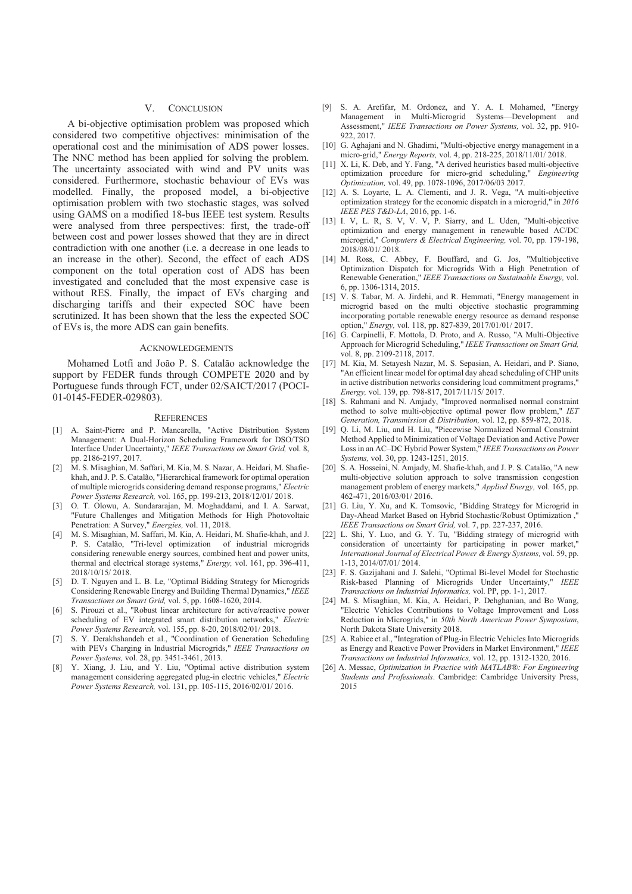## V. Conclusion

A bi-objective optimisation problem was proposed which considered two competitive objectives: minimisation of the operational cost and the minimisation of ADS power losses. The NNC method has been applied for solving the problem. The uncertainty associated with wind and PV units was considered. Furthermore, stochastic behaviour of EVs was modelled. Finally, the proposed model, a bi-objective optimisation problem with two stochastic stages, was solved using GAMS on a modified 18-bus IEEE test system. Results were analysed from three perspectives: first, the trade-off between cost and power losses showed that they are in direct contradiction with one another (i.e. a decrease in one leads to an increase in the other). Second, the effect of each ADS component on the total operation cost of ADS has been investigated and concluded that the most expensive case is without RES. Finally, the impact of EVs charging and discharging tariffs and their expected SOC have been scrutinized. It has been shown that the less the expected SOC of EVs is, the more ADS can gain benefits.

## Acknowledgements

Mohamed Lotfi and João P. S. Catalão acknowledge the support by FEDER funds through COMPETE 2020 and by Portuguese funds through FCT, under 02/SAICT/2017 (POCI-01-0145-FEDER-029803).

## References

[1] A. Saint-Pierre and P. Mancarella, "Active Distribution System Management: A Dual-Horizon Scheduling Framework for DSO/TSO Interface Under Uncertainty," *IEEE Transactions on Smart Grid,* vol. 8, pp. 2186-2197, 2017.

[2] M. S. Misaghian, M. Saffari, M. Kia, M. S. Nazar, A. Heidari, M. Shafie-khah, and J. P. S. Catalão, "Hierarchical framework for optimal operation of multiple microgrids considering demand response programs," *Electric Power Systems Research,* vol. 165, pp. 199-213, 2018/12/01/ 2018.

[3] O. T. Olowu, A. Sundararajan, M. Moghaddami, and I. A. Sarwat, "Future Challenges and Mitigation Methods for High Photovoltaic Penetration: A Survey," *Energies,* vol. 11, 2018.

[4] M. S. Misaghian, M. Saffari, M. Kia, A. Heidari, M. Shafie-khah, and J. P. S. Catalão, "Tri-level optimization of industrial microgrids considering renewable energy sources, combined heat and power units, thermal and electrical storage systems," *Energy,* vol. 161, pp. 396-411, 2018/10/15/ 2018.

[5] D. T. Nguyen and L. B. Le, "Optimal Bidding Strategy for Microgrids Considering Renewable Energy and Building Thermal Dynamics," *IEEE Transactions on Smart Grid,* vol. 5, pp. 1608-1620, 2014.

[6] S. Pirouzi et al., "Robust linear architecture for active/reactive power scheduling of EV integrated smart distribution networks," *Electric Power Systems Research,* vol. 155, pp. 8-20, 2018/02/01/ 2018.

[7] S. Y. Derakhshandeh et al., "Coordination of Generation Scheduling with PEVs Charging in Industrial Microgrids," *IEEE Transactions on Power Systems,* vol. 28, pp. 3451-3461, 2013.

[8] Y. Xiang, J. Liu, and Y. Liu, "Optimal active distribution system management considering aggregated plug-in electric vehicles," *Electric Power Systems Research,* vol. 131, pp. 105-115, 2016/02/01/ 2016.

[9] S. A. Arefifar, M. Ordonez, and Y. A. I. Mohamed, "Energy Management in Multi-Microgrid Systems—Development and Assessment," *IEEE Transactions on Power Systems,* vol. 32, pp. 910-922, 2017.

[10] G. Aghajani and N. Ghadimi, "Multi-objective energy management in a micro-grid," *Energy Reports,* vol. 4, pp. 218-225, 2018/11/01/ 2018.

[11] X. Li, K. Deb, and Y. Fang, "A derived heuristics based multi-objective optimization procedure for micro-grid scheduling," *Engineering Optimization,* vol. 49, pp. 1078-1096, 2017/06/03 2017.

[12] A. S. Loyarte, L. A. Clementi, and J. R. Vega, "A multi-objective optimization strategy for the economic dispatch in a microgrid," in *2016 IEEE PES T&D-LA*, 2016, pp. 1-6.

[13] I. V, L. R, S. V, V. V, P. Siarry, and L. Uden, "Multi-objective optimization and energy management in renewable based AC/DC microgrid," *Computers & Electrical Engineering,* vol. 70, pp. 179-198, 2018/08/01/ 2018.

[14] M. Ross, C. Abbey, F. Bouffard, and G. Jos, "Multiobjective Optimization Dispatch for Microgrids With a High Penetration of Renewable Generation," *IEEE Transactions on Sustainable Energy,* vol. 6, pp. 1306-1314, 2015.

[15] V. S. Tabar, M. A. Jirdehi, and R. Hemmati, "Energy management in microgrid based on the multi objective stochastic programming incorporating portable renewable energy resource as demand response option," *Energy,* vol. 118, pp. 827-839, 2017/01/01/ 2017.

[16] G. Carpinelli, F. Mottola, D. Proto, and A. Russo, "A Multi-Objective Approach for Microgrid Scheduling," *IEEE Transactions on Smart Grid,* vol. 8, pp. 2109-2118, 2017.

[17] M. Kia, M. Setayesh Nazar, M. S. Sepasian, A. Heidari, and P. Siano, "An efficient linear model for optimal day ahead scheduling of CHP units in active distribution networks considering load commitment programs," *Energy,* vol. 139, pp. 798-817, 2017/11/15/ 2017.

[18] S. Rahmani and N. Amjady, "Improved normalised normal constraint method to solve multi-objective optimal power flow problem," *IET Generation, Transmission & Distribution,* vol. 12, pp. 859-872, 2018.

[19] Q. Li, M. Liu, and H. Liu, "Piecewise Normalized Normal Constraint Method Applied to Minimization of Voltage Deviation and Active Power Loss in an AC–DC Hybrid Power System," *IEEE Transactions on Power Systems,* vol. 30, pp. 1243-1251, 2015.

[20] S. A. Hosseini, N. Amjady, M. Shafie-khah, and J. P. S. Catalão, "A new multi-objective solution approach to solve transmission congestion management problem of energy markets," *Applied Energy,* vol. 165, pp. 462-471, 2016/03/01/ 2016.

[21] G. Liu, Y. Xu, and K. Tomsovic, "Bidding Strategy for Microgrid in Day-Ahead Market Based on Hybrid Stochastic/Robust Optimization ," *IEEE Transactions on Smart Grid,* vol. 7, pp. 227-237, 2016.

[22] L. Shi, Y. Luo, and G. Y. Tu, "Bidding strategy of microgrid with consideration of uncertainty for participating in power market," *International Journal of Electrical Power & Energy Systems,* vol. 59, pp. 1-13, 2014/07/01/ 2014.

[23] F. S. Gazijahani and J. Salehi, "Optimal Bi-level Model for Stochastic Risk-based Planning of Microgrids Under Uncertainty," *IEEE Transactions on Industrial Informatics,* vol. PP, pp. 1-1, 2017.

[24] M. S. Misaghian, M. Kia, A. Heidari, P. Dehghanian, and Bo Wang, "Electric Vehicles Contributions to Voltage Improvement and Loss Reduction in Microgrids," in *50th North American Power Symposium*, North Dakota State University 2018.

[25] A. Rabiee et al., "Integration of Plug-in Electric Vehicles Into Microgrids as Energy and Reactive Power Providers in Market Environment," *IEEE Transactions on Industrial Informatics,* vol. 12, pp. 1312-1320, 2016.

[26] A. Messac, *Optimization in Practice with MATLAB®: For Engineering Students and Professionals*. Cambridge: Cambridge University Press, 2015